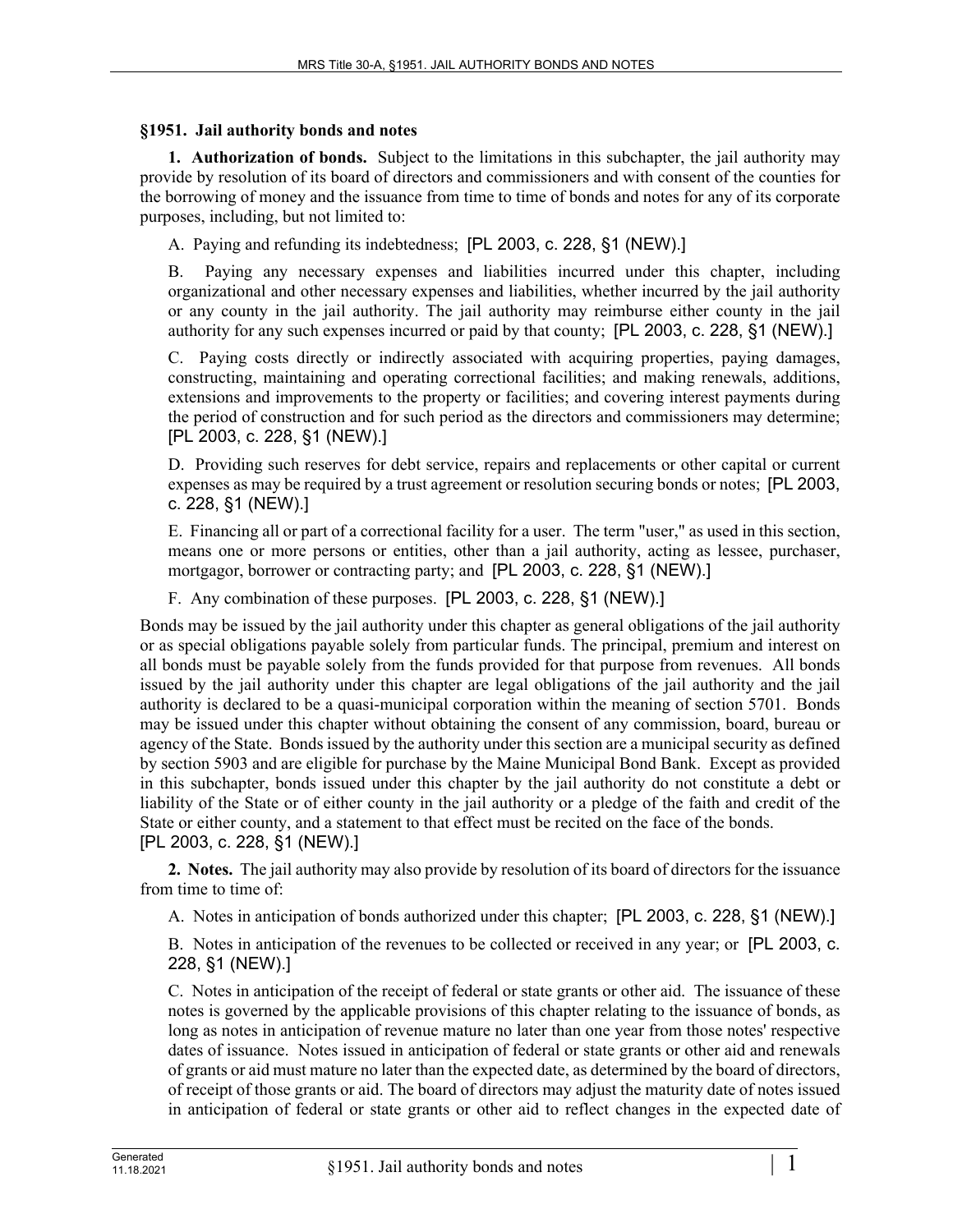## §1951. Jail authority bonds and notes

**1. Authorization of bonds.** Subject to the limitations in this subchapter, the jail authority may provide by resolution of its board of directors and commissioners and with consent of the counties for the borrowing of money and the issuance from time to time of bonds and notes for any of its corporate purposes, including, but not limited to:

A. Paying and refunding its indebtedness; [PL 2003, c. 228, §1 (NEW).]

B. Paying any necessary expenses and liabilities incurred under this chapter, including organizational and other necessary expenses and liabilities, whether incurred by the jail authority or any county in the jail authority. The jail authority may reimburse either county in the jail authority for any such expenses incurred or paid by that county; [PL 2003, c. 228, §1 (NEW).]

C. Paying costs directly or indirectly associated with acquiring properties, paying damages, constructing, maintaining and operating correctional facilities; and making renewals, additions, extensions and improvements to the property or facilities; and covering interest payments during the period of construction and for such period as the directors and commissioners may determine; [PL 2003, c. 228, §1 (NEW).]

D. Providing such reserves for debt service, repairs and replacements or other capital or current expenses as may be required by a trust agreement or resolution securing bonds or notes; [PL 2003, c. 228, §1 (NEW).]

E. Financing all or part of a correctional facility for a user. The term "user," as used in this section, means one or more persons or entities, other than a jail authority, acting as lessee, purchaser, mortgagor, borrower or contracting party; and [PL 2003, c. 228, §1 (NEW).]

F. Any combination of these purposes. [PL 2003, c. 228, §1 (NEW).]

Bonds may be issued by the jail authority under this chapter as general obligations of the jail authority or as special obligations payable solely from particular funds. The principal, premium and interest on all bonds must be payable solely from the funds provided for that purpose from revenues. All bonds issued by the jail authority under this chapter are legal obligations of the jail authority and the jail authority is declared to be a quasi-municipal corporation within the meaning of section 5701. Bonds may be issued under this chapter without obtaining the consent of any commission, board, bureau or agency of the State. Bonds issued by the authority under this section are a municipal security as defined by section 5903 and are eligible for purchase by the Maine Municipal Bond Bank. Except as provided in this subchapter, bonds issued under this chapter by the jail authority do not constitute a debt or liability of the State or of either county in the jail authority or a pledge of the faith and credit of the State or either county, and a statement to that effect must be recited on the face of the bonds.
[PL 2003, c. 228, §1 (NEW).]

**2. Notes.** The jail authority may also provide by resolution of its board of directors for the issuance from time to time of:

A. Notes in anticipation of bonds authorized under this chapter; [PL 2003, c. 228, §1 (NEW).]

B. Notes in anticipation of the revenues to be collected or received in any year; or [PL 2003, c. 228, §1 (NEW).]

C. Notes in anticipation of the receipt of federal or state grants or other aid. The issuance of these notes is governed by the applicable provisions of this chapter relating to the issuance of bonds, as long as notes in anticipation of revenue mature no later than one year from those notes' respective dates of issuance. Notes issued in anticipation of federal or state grants or other aid and renewals of grants or aid must mature no later than the expected date, as determined by the board of directors, of receipt of those grants or aid. The board of directors may adjust the maturity date of notes issued in anticipation of federal or state grants or other aid to reflect changes in the expected date of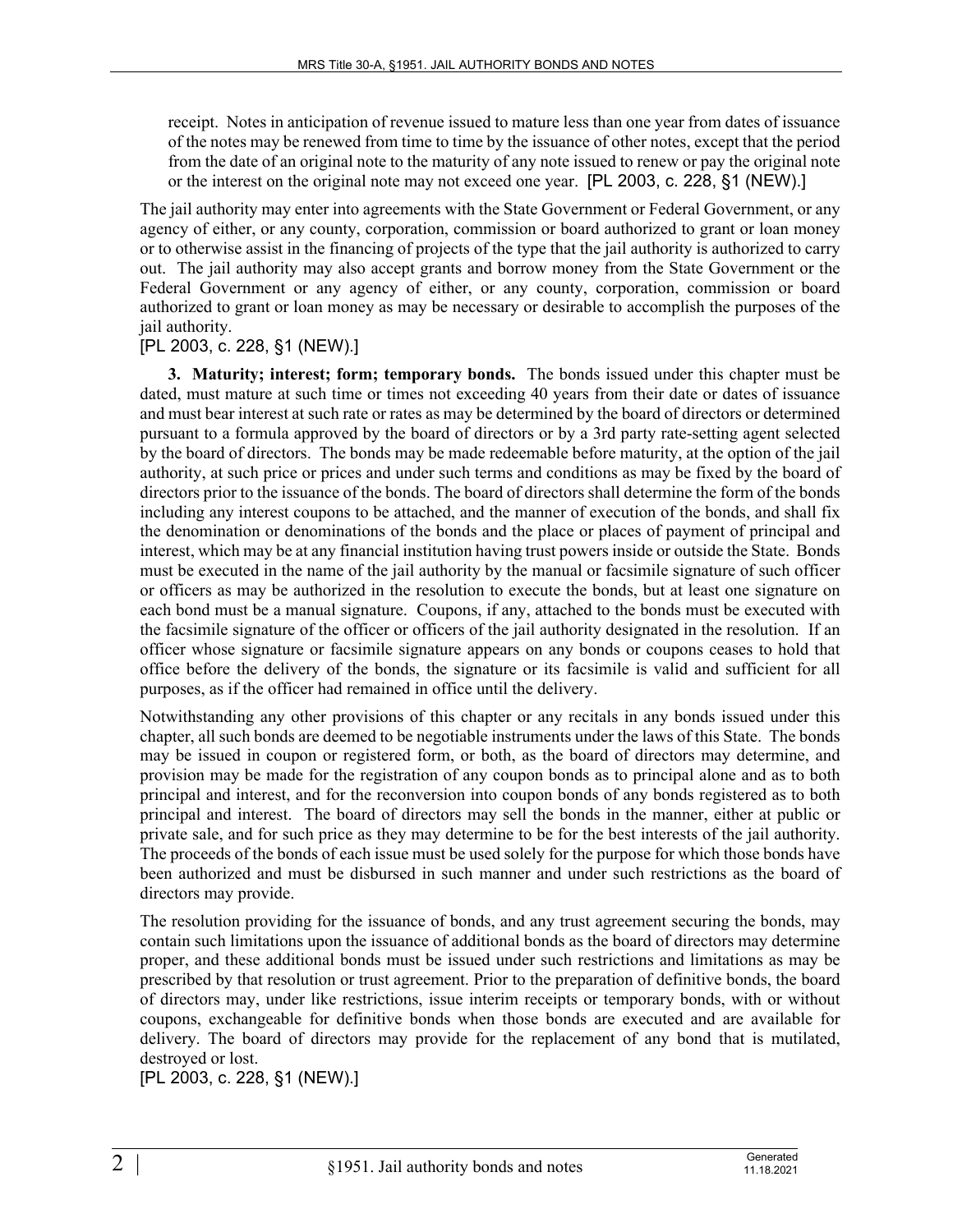receipt. Notes in anticipation of revenue issued to mature less than one year from dates of issuance of the notes may be renewed from time to time by the issuance of other notes, except that the period from the date of an original note to the maturity of any note issued to renew or pay the original note or the interest on the original note may not exceed one year. [PL 2003, c. 228, §1 (NEW).]

The jail authority may enter into agreements with the State Government or Federal Government, or any agency of either, or any county, corporation, commission or board authorized to grant or loan money or to otherwise assist in the financing of projects of the type that the jail authority is authorized to carry out. The jail authority may also accept grants and borrow money from the State Government or the Federal Government or any agency of either, or any county, corporation, commission or board authorized to grant or loan money as may be necessary or desirable to accomplish the purposes of the jail authority.

[PL 2003, c. 228, §1 (NEW).]

**3. Maturity; interest; form; temporary bonds.** The bonds issued under this chapter must be dated, must mature at such time or times not exceeding 40 years from their date or dates of issuance and must bear interest at such rate or rates as may be determined by the board of directors or determined pursuant to a formula approved by the board of directors or by a 3rd party rate-setting agent selected by the board of directors. The bonds may be made redeemable before maturity, at the option of the jail authority, at such price or prices and under such terms and conditions as may be fixed by the board of directors prior to the issuance of the bonds. The board of directors shall determine the form of the bonds including any interest coupons to be attached, and the manner of execution of the bonds, and shall fix the denomination or denominations of the bonds and the place or places of payment of principal and interest, which may be at any financial institution having trust powers inside or outside the State. Bonds must be executed in the name of the jail authority by the manual or facsimile signature of such officer or officers as may be authorized in the resolution to execute the bonds, but at least one signature on each bond must be a manual signature. Coupons, if any, attached to the bonds must be executed with the facsimile signature of the officer or officers of the jail authority designated in the resolution. If an officer whose signature or facsimile signature appears on any bonds or coupons ceases to hold that office before the delivery of the bonds, the signature or its facsimile is valid and sufficient for all purposes, as if the officer had remained in office until the delivery.

Notwithstanding any other provisions of this chapter or any recitals in any bonds issued under this chapter, all such bonds are deemed to be negotiable instruments under the laws of this State. The bonds may be issued in coupon or registered form, or both, as the board of directors may determine, and provision may be made for the registration of any coupon bonds as to principal alone and as to both principal and interest, and for the reconversion into coupon bonds of any bonds registered as to both principal and interest. The board of directors may sell the bonds in the manner, either at public or private sale, and for such price as they may determine to be for the best interests of the jail authority. The proceeds of the bonds of each issue must be used solely for the purpose for which those bonds have been authorized and must be disbursed in such manner and under such restrictions as the board of directors may provide.

The resolution providing for the issuance of bonds, and any trust agreement securing the bonds, may contain such limitations upon the issuance of additional bonds as the board of directors may determine proper, and these additional bonds must be issued under such restrictions and limitations as may be prescribed by that resolution or trust agreement. Prior to the preparation of definitive bonds, the board of directors may, under like restrictions, issue interim receipts or temporary bonds, with or without coupons, exchangeable for definitive bonds when those bonds are executed and are available for delivery. The board of directors may provide for the replacement of any bond that is mutilated, destroyed or lost.

[PL 2003, c. 228, §1 (NEW).]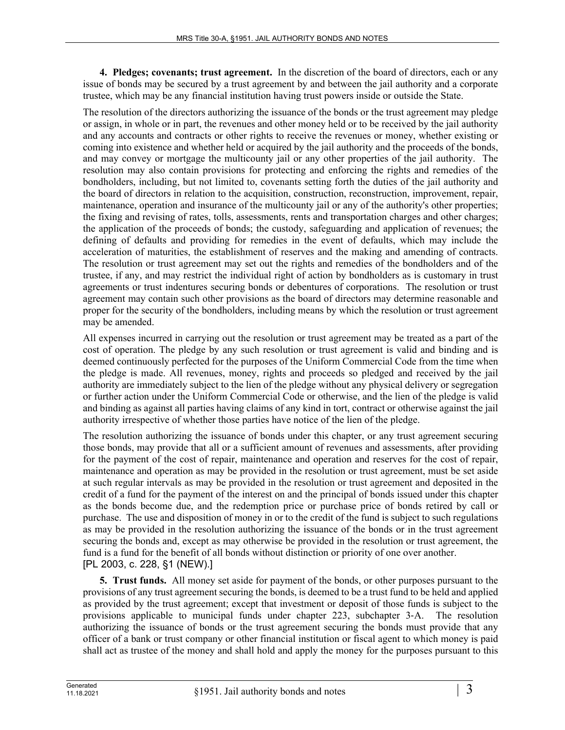**4. Pledges; covenants; trust agreement.** In the discretion of the board of directors, each or any issue of bonds may be secured by a trust agreement by and between the jail authority and a corporate trustee, which may be any financial institution having trust powers inside or outside the State.

The resolution of the directors authorizing the issuance of the bonds or the trust agreement may pledge or assign, in whole or in part, the revenues and other money held or to be received by the jail authority and any accounts and contracts or other rights to receive the revenues or money, whether existing or coming into existence and whether held or acquired by the jail authority and the proceeds of the bonds, and may convey or mortgage the multicounty jail or any other properties of the jail authority. The resolution may also contain provisions for protecting and enforcing the rights and remedies of the bondholders, including, but not limited to, covenants setting forth the duties of the jail authority and the board of directors in relation to the acquisition, construction, reconstruction, improvement, repair, maintenance, operation and insurance of the multicounty jail or any of the authority's other properties; the fixing and revising of rates, tolls, assessments, rents and transportation charges and other charges; the application of the proceeds of bonds; the custody, safeguarding and application of revenues; the defining of defaults and providing for remedies in the event of defaults, which may include the acceleration of maturities, the establishment of reserves and the making and amending of contracts. The resolution or trust agreement may set out the rights and remedies of the bondholders and of the trustee, if any, and may restrict the individual right of action by bondholders as is customary in trust agreements or trust indentures securing bonds or debentures of corporations. The resolution or trust agreement may contain such other provisions as the board of directors may determine reasonable and proper for the security of the bondholders, including means by which the resolution or trust agreement may be amended.

All expenses incurred in carrying out the resolution or trust agreement may be treated as a part of the cost of operation. The pledge by any such resolution or trust agreement is valid and binding and is deemed continuously perfected for the purposes of the Uniform Commercial Code from the time when the pledge is made. All revenues, money, rights and proceeds so pledged and received by the jail authority are immediately subject to the lien of the pledge without any physical delivery or segregation or further action under the Uniform Commercial Code or otherwise, and the lien of the pledge is valid and binding as against all parties having claims of any kind in tort, contract or otherwise against the jail authority irrespective of whether those parties have notice of the lien of the pledge.

The resolution authorizing the issuance of bonds under this chapter, or any trust agreement securing those bonds, may provide that all or a sufficient amount of revenues and assessments, after providing for the payment of the cost of repair, maintenance and operation and reserves for the cost of repair, maintenance and operation as may be provided in the resolution or trust agreement, must be set aside at such regular intervals as may be provided in the resolution or trust agreement and deposited in the credit of a fund for the payment of the interest on and the principal of bonds issued under this chapter as the bonds become due, and the redemption price or purchase price of bonds retired by call or purchase. The use and disposition of money in or to the credit of the fund is subject to such regulations as may be provided in the resolution authorizing the issuance of the bonds or in the trust agreement securing the bonds and, except as may otherwise be provided in the resolution or trust agreement, the fund is a fund for the benefit of all bonds without distinction or priority of one over another.
[PL 2003, c. 228, §1 (NEW).]

**5. Trust funds.** All money set aside for payment of the bonds, or other purposes pursuant to the provisions of any trust agreement securing the bonds, is deemed to be a trust fund to be held and applied as provided by the trust agreement; except that investment or deposit of those funds is subject to the provisions applicable to municipal funds under chapter 223, subchapter 3-A. The resolution authorizing the issuance of bonds or the trust agreement securing the bonds must provide that any officer of a bank or trust company or other financial institution or fiscal agent to which money is paid shall act as trustee of the money and shall hold and apply the money for the purposes pursuant to this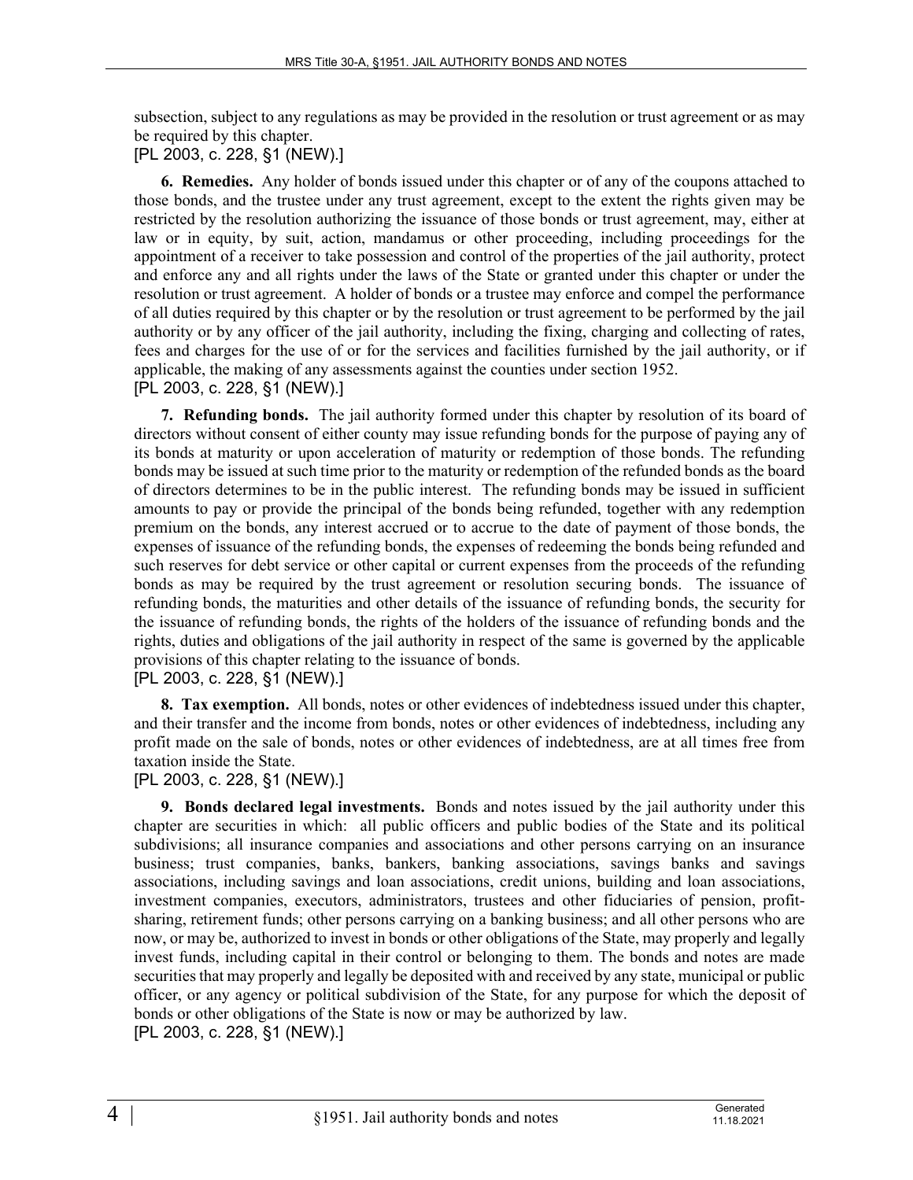subsection, subject to any regulations as may be provided in the resolution or trust agreement or as may be required by this chapter.

[PL 2003, c. 228, §1 (NEW).]

**6. Remedies.** Any holder of bonds issued under this chapter or of any of the coupons attached to those bonds, and the trustee under any trust agreement, except to the extent the rights given may be restricted by the resolution authorizing the issuance of those bonds or trust agreement, may, either at law or in equity, by suit, action, mandamus or other proceeding, including proceedings for the appointment of a receiver to take possession and control of the properties of the jail authority, protect and enforce any and all rights under the laws of the State or granted under this chapter or under the resolution or trust agreement. A holder of bonds or a trustee may enforce and compel the performance of all duties required by this chapter or by the resolution or trust agreement to be performed by the jail authority or by any officer of the jail authority, including the fixing, charging and collecting of rates, fees and charges for the use of or for the services and facilities furnished by the jail authority, or if applicable, the making of any assessments against the counties under section 1952.

[PL 2003, c. 228, §1 (NEW).]

**7. Refunding bonds.** The jail authority formed under this chapter by resolution of its board of directors without consent of either county may issue refunding bonds for the purpose of paying any of its bonds at maturity or upon acceleration of maturity or redemption of those bonds. The refunding bonds may be issued at such time prior to the maturity or redemption of the refunded bonds as the board of directors determines to be in the public interest. The refunding bonds may be issued in sufficient amounts to pay or provide the principal of the bonds being refunded, together with any redemption premium on the bonds, any interest accrued or to accrue to the date of payment of those bonds, the expenses of issuance of the refunding bonds, the expenses of redeeming the bonds being refunded and such reserves for debt service or other capital or current expenses from the proceeds of the refunding bonds as may be required by the trust agreement or resolution securing bonds. The issuance of refunding bonds, the maturities and other details of the issuance of refunding bonds, the security for the issuance of refunding bonds, the rights of the holders of the issuance of refunding bonds and the rights, duties and obligations of the jail authority in respect of the same is governed by the applicable provisions of this chapter relating to the issuance of bonds.

[PL 2003, c. 228, §1 (NEW).]

**8. Tax exemption.** All bonds, notes or other evidences of indebtedness issued under this chapter, and their transfer and the income from bonds, notes or other evidences of indebtedness, including any profit made on the sale of bonds, notes or other evidences of indebtedness, are at all times free from taxation inside the State.

[PL 2003, c. 228, §1 (NEW).]

**9. Bonds declared legal investments.** Bonds and notes issued by the jail authority under this chapter are securities in which: all public officers and public bodies of the State and its political subdivisions; all insurance companies and associations and other persons carrying on an insurance business; trust companies, banks, bankers, banking associations, savings banks and savings associations, including savings and loan associations, credit unions, building and loan associations, investment companies, executors, administrators, trustees and other fiduciaries of pension, profit-sharing, retirement funds; other persons carrying on a banking business; and all other persons who are now, or may be, authorized to invest in bonds or other obligations of the State, may properly and legally invest funds, including capital in their control or belonging to them. The bonds and notes are made securities that may properly and legally be deposited with and received by any state, municipal or public officer, or any agency or political subdivision of the State, for any purpose for which the deposit of bonds or other obligations of the State is now or may be authorized by law.

[PL 2003, c. 228, §1 (NEW).]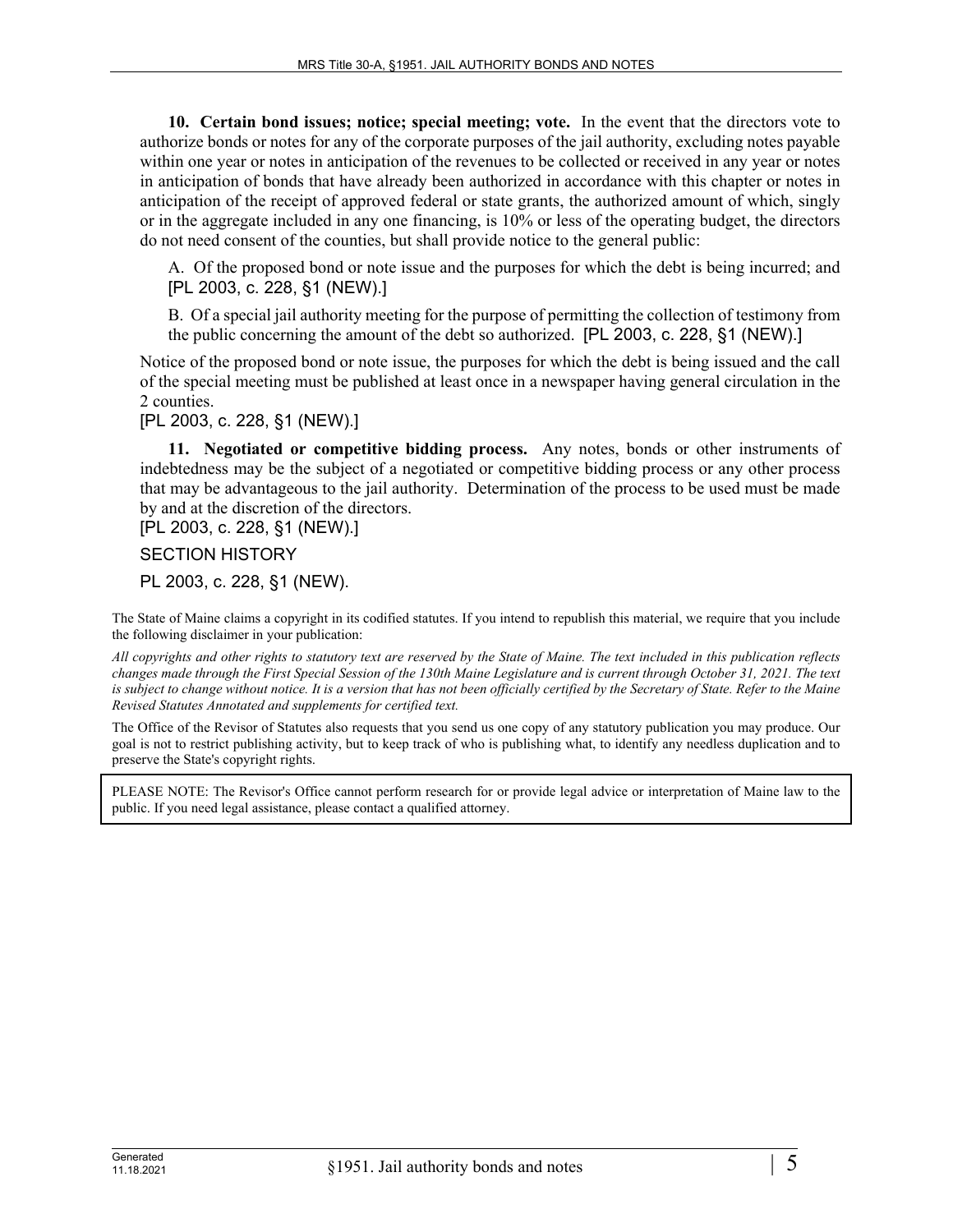**10. Certain bond issues; notice; special meeting; vote.** In the event that the directors vote to authorize bonds or notes for any of the corporate purposes of the jail authority, excluding notes payable within one year or notes in anticipation of the revenues to be collected or received in any year or notes in anticipation of bonds that have already been authorized in accordance with this chapter or notes in anticipation of the receipt of approved federal or state grants, the authorized amount of which, singly or in the aggregate included in any one financing, is 10% or less of the operating budget, the directors do not need consent of the counties, but shall provide notice to the general public:

A. Of the proposed bond or note issue and the purposes for which the debt is being incurred; and [PL 2003, c. 228, §1 (NEW).]

B. Of a special jail authority meeting for the purpose of permitting the collection of testimony from the public concerning the amount of the debt so authorized. [PL 2003, c. 228, §1 (NEW).]

Notice of the proposed bond or note issue, the purposes for which the debt is being issued and the call of the special meeting must be published at least once in a newspaper having general circulation in the 2 counties.

[PL 2003, c. 228, §1 (NEW).]

**11. Negotiated or competitive bidding process.** Any notes, bonds or other instruments of indebtedness may be the subject of a negotiated or competitive bidding process or any other process that may be advantageous to the jail authority. Determination of the process to be used must be made by and at the discretion of the directors.

[PL 2003, c. 228, §1 (NEW).]

SECTION HISTORY

PL 2003, c. 228, §1 (NEW).

The State of Maine claims a copyright in its codified statutes. If you intend to republish this material, we require that you include the following disclaimer in your publication:

*All copyrights and other rights to statutory text are reserved by the State of Maine. The text included in this publication reflects changes made through the First Special Session of the 130th Maine Legislature and is current through October 31, 2021. The text is subject to change without notice. It is a version that has not been officially certified by the Secretary of State. Refer to the Maine Revised Statutes Annotated and supplements for certified text.*

The Office of the Revisor of Statutes also requests that you send us one copy of any statutory publication you may produce. Our goal is not to restrict publishing activity, but to keep track of who is publishing what, to identify any needless duplication and to preserve the State's copyright rights.

PLEASE NOTE: The Revisor's Office cannot perform research for or provide legal advice or interpretation of Maine law to the public. If you need legal assistance, please contact a qualified attorney.